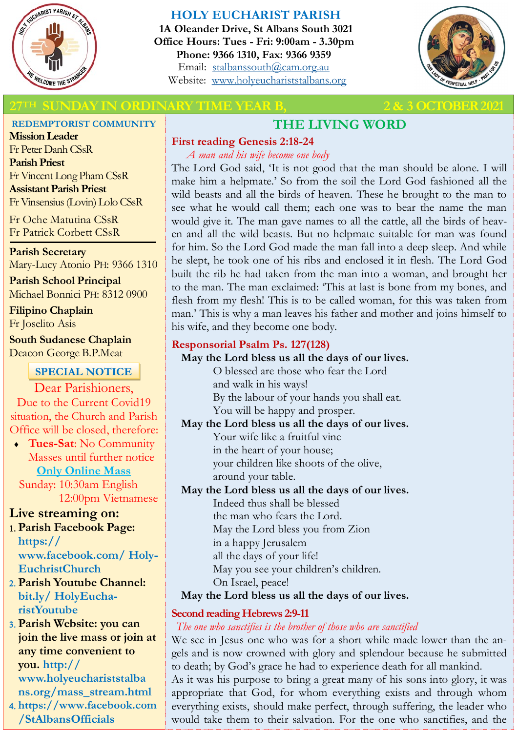# HOLY EUCHARIST PARISH

**1A Oleander Drive, St Albans South 3021**
**Office Hours: Tues - Fri: 9:00am - 3.30pm**
**Phone: 9366 1310, Fax: 9366 9359**
Email: stalbanssouth@cam.org.au
Website: www.holyeuchariststalbans.org

## 27TH SUNDAY IN ORDINARY TIME YEAR B, 2 & 3 OCTOBER 2021

### REDEMPTORIST COMMUNITY

**Mission Leader**
Fr Peter Danh CSsR
**Parish Priest**
Fr Vincent Long Pham CSsR
**Assistant Parish Priest**
Fr Vinsensius (Lovin) Lolo CSsR

Fr Oche Matutina CSsR
Fr Patrick Corbett CSsR

**Parish Secretary**
Mary-Lucy Atonio PH: 9366 1310

**Parish School Principal**
Michael Bonnici PH: 8312 0900

**Filipino Chaplain**
Fr Joselito Asis

**South Sudanese Chaplain**
Deacon George B.P.Meat

### SPECIAL NOTICE

Dear Parishioners,
Due to the Current Covid19 situation, the Church and Parish Office will be closed, therefore:

- **Tues-Sat**: No Community Masses until further notice

**Only Online Mass**
Sunday: 10:30am English
12:00pm Vietnamese

**Live streaming on:**

1. **Parish Facebook Page: https:// www.facebook.com/ Holy-EuchristChurch**
2. **Parish Youtube Channel: bit.ly/ HolyEucharistYoutube**
3. **Parish Website: you can join the live mass or join at any time convenient to you. http:// www.holyeuchariststalbans.org/mass_stream.html**
4. **https://www.facebook.com /StAlbansOfficials**

## THE LIVING WORD

### First reading Genesis 2:18-24

*A man and his wife become one body*

The Lord God said, 'It is not good that the man should be alone. I will make him a helpmate.' So from the soil the Lord God fashioned all the wild beasts and all the birds of heaven. These he brought to the man to see what he would call them; each one was to bear the name the man would give it. The man gave names to all the cattle, all the birds of heaven and all the wild beasts. But no helpmate suitable for man was found for him. So the Lord God made the man fall into a deep sleep. And while he slept, he took one of his ribs and enclosed it in flesh. The Lord God built the rib he had taken from the man into a woman, and brought her to the man. The man exclaimed: 'This at last is bone from my bones, and flesh from my flesh! This is to be called woman, for this was taken from man.' This is why a man leaves his father and mother and joins himself to his wife, and they become one body.

### Responsorial Psalm Ps. 127(128)

**May the Lord bless us all the days of our lives.**

O blessed are those who fear the Lord
and walk in his ways!
By the labour of your hands you shall eat.
You will be happy and prosper.

**May the Lord bless us all the days of our lives.**

Your wife like a fruitful vine
in the heart of your house;
your children like shoots of the olive,
around your table.

**May the Lord bless us all the days of our lives.**

Indeed thus shall be blessed
the man who fears the Lord.
May the Lord bless you from Zion
in a happy Jerusalem
all the days of your life!
May you see your children's children.
On Israel, peace!

**May the Lord bless us all the days of our lives.**

### Second reading Hebrews 2:9-11

*The one who sanctifies is the brother of those who are sanctified*

We see in Jesus one who was for a short while made lower than the angels and is now crowned with glory and splendour because he submitted to death; by God's grace he had to experience death for all mankind.
As it was his purpose to bring a great many of his sons into glory, it was appropriate that God, for whom everything exists and through whom everything exists, should make perfect, through suffering, the leader who would take them to their salvation. For the one who sanctifies, and the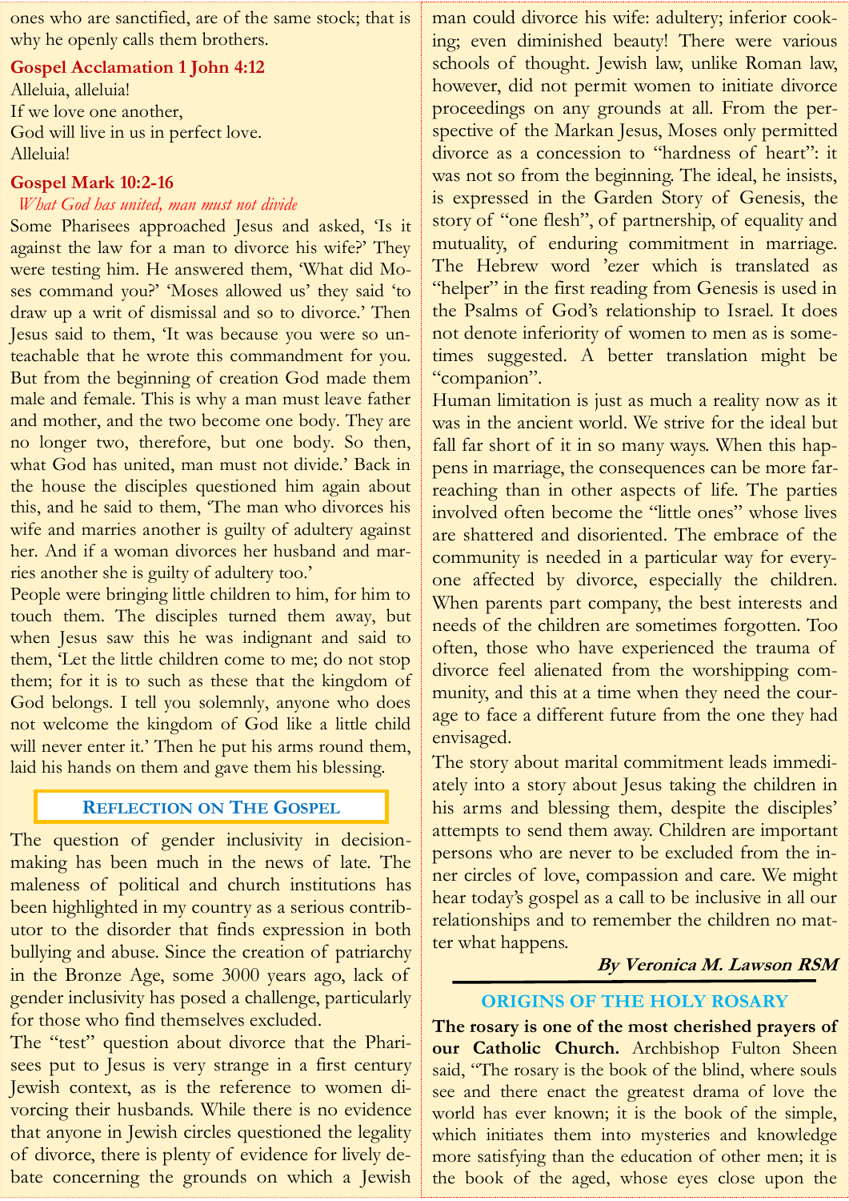ones who are sanctified, are of the same stock; that is why he openly calls them brothers.

**Gospel Acclamation 1 John 4:12**

Alleluia, alleluia!
If we love one another,
God will live in us in perfect love.
Alleluia!

**Gospel Mark 10:2-16**

*What God has united, man must not divide*

Some Pharisees approached Jesus and asked, 'Is it against the law for a man to divorce his wife?' They were testing him. He answered them, 'What did Moses command you?' 'Moses allowed us' they said 'to draw up a writ of dismissal and so to divorce.' Then Jesus said to them, 'It was because you were so unteachable that he wrote this commandment for you. But from the beginning of creation God made them male and female. This is why a man must leave father and mother, and the two become one body. They are no longer two, therefore, but one body. So then, what God has united, man must not divide.' Back in the house the disciples questioned him again about this, and he said to them, 'The man who divorces his wife and marries another is guilty of adultery against her. And if a woman divorces her husband and marries another she is guilty of adultery too.'

People were bringing little children to him, for him to touch them. The disciples turned them away, but when Jesus saw this he was indignant and said to them, 'Let the little children come to me; do not stop them; for it is to such as these that the kingdom of God belongs. I tell you solemnly, anyone who does not welcome the kingdom of God like a little child will never enter it.' Then he put his arms round them, laid his hands on them and gave them his blessing.

## Reflection on The Gospel

The question of gender inclusivity in decision-making has been much in the news of late. The maleness of political and church institutions has been highlighted in my country as a serious contributor to the disorder that finds expression in both bullying and abuse. Since the creation of patriarchy in the Bronze Age, some 3000 years ago, lack of gender inclusivity has posed a challenge, particularly for those who find themselves excluded.

The "test" question about divorce that the Pharisees put to Jesus is very strange in a first century Jewish context, as is the reference to women divorcing their husbands. While there is no evidence that anyone in Jewish circles questioned the legality of divorce, there is plenty of evidence for lively debate concerning the grounds on which a Jewish man could divorce his wife: adultery; inferior cooking; even diminished beauty! There were various schools of thought. Jewish law, unlike Roman law, however, did not permit women to initiate divorce proceedings on any grounds at all. From the perspective of the Markan Jesus, Moses only permitted divorce as a concession to "hardness of heart": it was not so from the beginning. The ideal, he insists, is expressed in the Garden Story of Genesis, the story of "one flesh", of partnership, of equality and mutuality, of enduring commitment in marriage. The Hebrew word 'ezer which is translated as "helper" in the first reading from Genesis is used in the Psalms of God's relationship to Israel. It does not denote inferiority of women to men as is sometimes suggested. A better translation might be "companion".

Human limitation is just as much a reality now as it was in the ancient world. We strive for the ideal but fall far short of it in so many ways. When this happens in marriage, the consequences can be more far-reaching than in other aspects of life. The parties involved often become the "little ones" whose lives are shattered and disoriented. The embrace of the community is needed in a particular way for everyone affected by divorce, especially the children. When parents part company, the best interests and needs of the children are sometimes forgotten. Too often, those who have experienced the trauma of divorce feel alienated from the worshipping community, and this at a time when they need the courage to face a different future from the one they had envisaged.

The story about marital commitment leads immediately into a story about Jesus taking the children in his arms and blessing them, despite the disciples' attempts to send them away. Children are important persons who are never to be excluded from the inner circles of love, compassion and care. We might hear today's gospel as a call to be inclusive in all our relationships and to remember the children no matter what happens.

***By Veronica M. Lawson RSM***

## ORIGINS OF THE HOLY ROSARY

**The rosary is one of the most cherished prayers of our Catholic Church.** Archbishop Fulton Sheen said, "The rosary is the book of the blind, where souls see and there enact the greatest drama of love the world has ever known; it is the book of the simple, which initiates them into mysteries and knowledge more satisfying than the education of other men; it is the book of the aged, whose eyes close upon the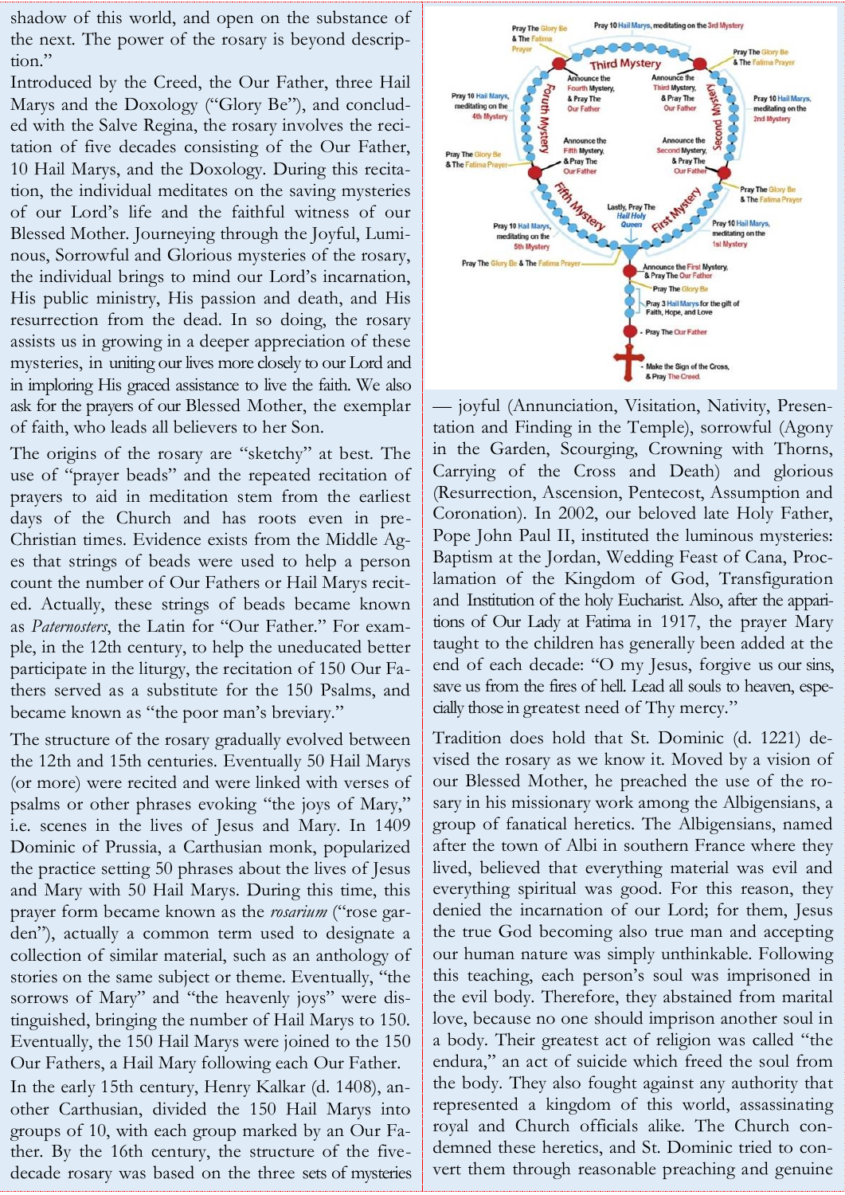shadow of this world, and open on the substance of the next. The power of the rosary is beyond description."

Introduced by the Creed, the Our Father, three Hail Marys and the Doxology ("Glory Be"), and concluded with the Salve Regina, the rosary involves the recitation of five decades consisting of the Our Father, 10 Hail Marys, and the Doxology. During this recitation, the individual meditates on the saving mysteries of our Lord's life and the faithful witness of our Blessed Mother. Journeying through the Joyful, Luminous, Sorrowful and Glorious mysteries of the rosary, the individual brings to mind our Lord's incarnation, His public ministry, His passion and death, and His resurrection from the dead. In so doing, the rosary assists us in growing in a deeper appreciation of these mysteries, in uniting our lives more closely to our Lord and in imploring His graced assistance to live the faith. We also ask for the prayers of our Blessed Mother, the exemplar of faith, who leads all believers to her Son.

The origins of the rosary are "sketchy" at best. The use of "prayer beads" and the repeated recitation of prayers to aid in meditation stem from the earliest days of the Church and has roots even in pre-Christian times. Evidence exists from the Middle Ages that strings of beads were used to help a person count the number of Our Fathers or Hail Marys recited. Actually, these strings of beads became known as *Paternosters*, the Latin for "Our Father." For example, in the 12th century, to help the uneducated better participate in the liturgy, the recitation of 150 Our Fathers served as a substitute for the 150 Psalms, and became known as "the poor man's breviary."

The structure of the rosary gradually evolved between the 12th and 15th centuries. Eventually 50 Hail Marys (or more) were recited and were linked with verses of psalms or other phrases evoking "the joys of Mary," i.e. scenes in the lives of Jesus and Mary. In 1409 Dominic of Prussia, a Carthusian monk, popularized the practice setting 50 phrases about the lives of Jesus and Mary with 50 Hail Marys. During this time, this prayer form became known as the *rosarium* ("rose garden"), actually a common term used to designate a collection of similar material, such as an anthology of stories on the same subject or theme. Eventually, "the sorrows of Mary" and "the heavenly joys" were distinguished, bringing the number of Hail Marys to 150. Eventually, the 150 Hail Marys were joined to the 150 Our Fathers, a Hail Mary following each Our Father.

In the early 15th century, Henry Kalkar (d. 1408), another Carthusian, divided the 150 Hail Marys into groups of 10, with each group marked by an Our Father. By the 16th century, the structure of the five-decade rosary was based on the three sets of mysteries

Pray The Glory Be & The Fatima Prayer
Pray 10 Hail Marys, meditating on the 3rd Mystery
Third Mystery
Pray The Glory Be & The Fatima Prayer
Announce the Fourth Mystery, & Pray The Our Father
Announce the Third Mystery, & Pray The Our Father
Pray 10 Hail Marys, meditating on the 4th Mystery
Fourth Mystery
Second Mystery
Pray 10 Hail Marys, meditating on the 2nd Mystery
Announce the Fifth Mystery, & Pray The Our Father
Announce the Second Mystery, & Pray The Our Father
Pray The Glory Be & The Fatima Prayer
Pray The Glory Be & The Fatima Prayer
Fifth Mystery
Lastly, Pray The Hail Holy Queen
First Mystery
Pray 10 Hail Marys, meditating on the 5th Mystery
Pray 10 Hail Marys, meditating on the 1st Mystery
Pray The Glory Be & The Fatima Prayer
Announce the First Mystery, & Pray The Our Father
Pray The Glory Be
Pray 3 Hail Marys for the gift of Faith, Hope, and Love
Pray The Our Father
Make the Sign of the Cross, & Pray The Creed

— joyful (Annunciation, Visitation, Nativity, Presentation and Finding in the Temple), sorrowful (Agony in the Garden, Scourging, Crowning with Thorns, Carrying of the Cross and Death) and glorious (Resurrection, Ascension, Pentecost, Assumption and Coronation). In 2002, our beloved late Holy Father, Pope John Paul II, instituted the luminous mysteries: Baptism at the Jordan, Wedding Feast of Cana, Proclamation of the Kingdom of God, Transfiguration and Institution of the holy Eucharist. Also, after the apparitions of Our Lady at Fatima in 1917, the prayer Mary taught to the children has generally been added at the end of each decade: "O my Jesus, forgive us our sins, save us from the fires of hell. Lead all souls to heaven, especially those in greatest need of Thy mercy."

Tradition does hold that St. Dominic (d. 1221) devised the rosary as we know it. Moved by a vision of our Blessed Mother, he preached the use of the rosary in his missionary work among the Albigensians, a group of fanatical heretics. The Albigensians, named after the town of Albi in southern France where they lived, believed that everything material was evil and everything spiritual was good. For this reason, they denied the incarnation of our Lord; for them, Jesus the true God becoming also true man and accepting our human nature was simply unthinkable. Following this teaching, each person's soul was imprisoned in the evil body. Therefore, they abstained from marital love, because no one should imprison another soul in a body. Their greatest act of religion was called "the endura," an act of suicide which freed the soul from the body. They also fought against any authority that represented a kingdom of this world, assassinating royal and Church officials alike. The Church condemned these heretics, and St. Dominic tried to convert them through reasonable preaching and genuine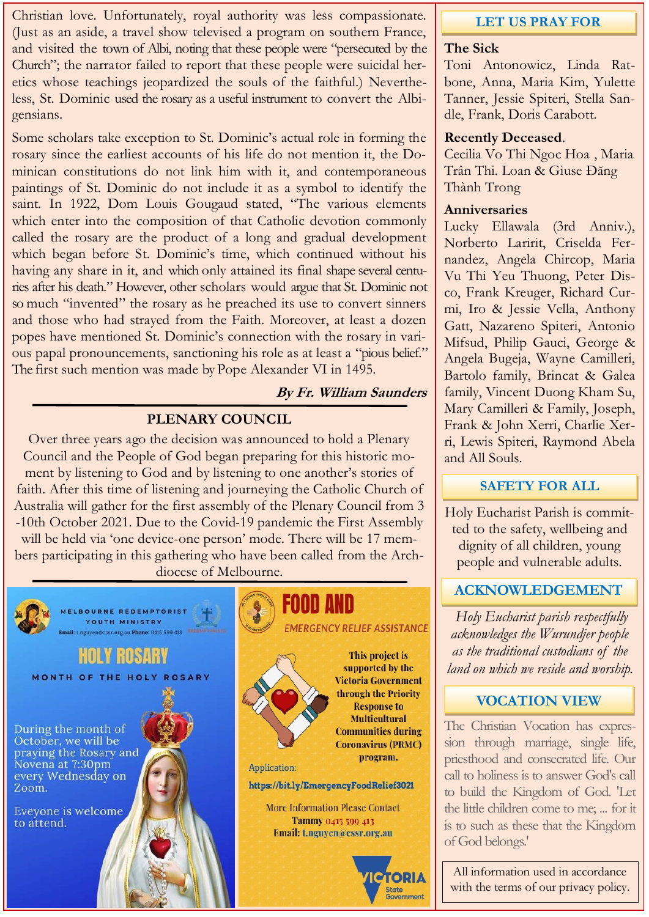Christian love. Unfortunately, royal authority was less compassionate. (Just as an aside, a travel show televised a program on southern France, and visited the town of Albi, noting that these people were "persecuted by the Church"; the narrator failed to report that these people were suicidal heretics whose teachings jeopardized the souls of the faithful.) Nevertheless, St. Dominic used the rosary as a useful instrument to convert the Albigensians.

Some scholars take exception to St. Dominic's actual role in forming the rosary since the earliest accounts of his life do not mention it, the Dominican constitutions do not link him with it, and contemporaneous paintings of St. Dominic do not include it as a symbol to identify the saint. In 1922, Dom Louis Gougaud stated, "The various elements which enter into the composition of that Catholic devotion commonly called the rosary are the product of a long and gradual development which began before St. Dominic's time, which continued without his having any share in it, and which only attained its final shape several centuries after his death." However, other scholars would argue that St. Dominic not so much "invented" the rosary as he preached its use to convert sinners and those who had strayed from the Faith. Moreover, at least a dozen popes have mentioned St. Dominic's connection with the rosary in various papal pronouncements, sanctioning his role as at least a "pious belief." The first such mention was made by Pope Alexander VI in 1495.

***By Fr. William Saunders***

## PLENARY COUNCIL

Over three years ago the decision was announced to hold a Plenary Council and the People of God began preparing for this historic moment by listening to God and by listening to one another's stories of faith. After this time of listening and journeying the Catholic Church of Australia will gather for the first assembly of the Plenary Council from 3-10th October 2021. Due to the Covid-19 pandemic the First Assembly will be held via 'one device-one person' mode. There will be 17 members participating in this gathering who have been called from the Archdiocese of Melbourne.

MELBOURNE REDEMPTORIST YOUTH MINISTRY
Email: t.nguyen@cssr.org.au Phone: 0415 599 413

**HOLY ROSARY**

MONTH OF THE HOLY ROSARY

During the month of October, we will be praying the Rosary and Novena at 7:30pm every Wednesday on Zoom.

Eveyone is welcome to attend.

**FOOD AND EMERGENCY RELIEF ASSISTANCE**

**This project is supported by the Victoria Government through the Priority Response to Multicultural Communities during Coronavirus (PRMC) program.**

Application:

**https://bit.ly/EmergencyFoodRelief3021**

More Information Please Contact
**Tammy 0415 599 413**
**Email: t.nguyen@cssr.org.au**

VICTORIA State Government

## LET US PRAY FOR

**The Sick**

Toni Antonowicz, Linda Ratbone, Anna, Maria Kim, Yulette Tanner, Jessie Spiteri, Stella Sandle, Frank, Doris Carabott.

**Recently Deceased.**

Cecilia Vo Thi Ngoc Hoa , Maria Trân Thi. Loan & Giuse Đăng Thành Trong

**Anniversaries**

Lucky Ellawala (3rd Anniv.), Norberto Laririt, Criselda Fernandez, Angela Chircop, Maria Vu Thi Yeu Thuong, Peter Disco, Frank Kreuger, Richard Curmi, Iro & Jessie Vella, Anthony Gatt, Nazareno Spiteri, Antonio Mifsud, Philip Gauci, George & Angela Bugeja, Wayne Camilleri, Bartolo family, Brincat & Galea family, Vincent Duong Kham Su, Mary Camilleri & Family, Joseph, Frank & John Xerri, Charlie Xerri, Lewis Spiteri, Raymond Abela and All Souls.

## SAFETY FOR ALL

Holy Eucharist Parish is committed to the safety, wellbeing and dignity of all children, young people and vulnerable adults.

## ACKNOWLEDGEMENT

*Holy Eucharist parish respectfully acknowledges the Wurundjer people as the traditional custodians of the land on which we reside and worship.*

## VOCATION VIEW

The Christian Vocation has expression through marriage, single life, priesthood and consecrated life. Our call to holiness is to answer God's call to build the Kingdom of God. 'Let the little children come to me; ... for it is to such as these that the Kingdom of God belongs.'

All information used in accordance with the terms of our privacy policy.